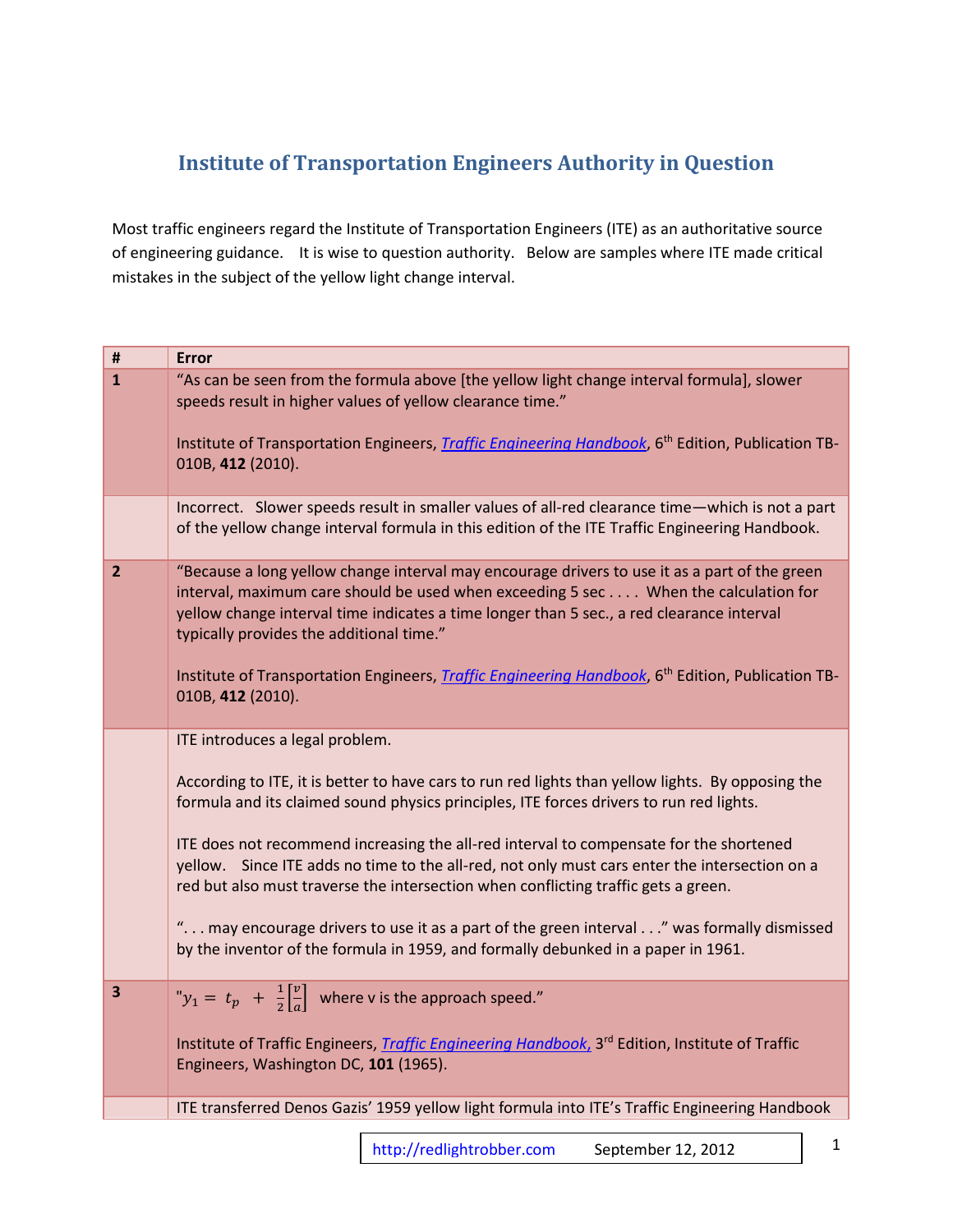# Institute of Transportation Engineers Authority in Question

Most traffic engineers regard the Institute of Transportation Engineers (ITE) as an authoritative source of engineering guidance. It is wise to question authority. Below are samples where ITE made critical mistakes in the subject of the yellow light change interval.

| # | Error |
|---|---|
| **1** | "As can be seen from the formula above [the yellow light change interval formula], slower speeds result in higher values of yellow clearance time."<br><br>Institute of Transportation Engineers, *Traffic Engineering Handbook*, 6th Edition, Publication TB-010B, **412** (2010). |
| | Incorrect. Slower speeds result in smaller values of all-red clearance time—which is not a part of the yellow change interval formula in this edition of the ITE Traffic Engineering Handbook. |
| **2** | "Because a long yellow change interval may encourage drivers to use it as a part of the green interval, maximum care should be used when exceeding 5 sec . . . . When the calculation for yellow change interval time indicates a time longer than 5 sec., a red clearance interval typically provides the additional time."<br><br>Institute of Transportation Engineers, *Traffic Engineering Handbook*, 6th Edition, Publication TB-010B, **412** (2010). |
| | ITE introduces a legal problem.<br><br>According to ITE, it is better to have cars to run red lights than yellow lights. By opposing the formula and its claimed sound physics principles, ITE forces drivers to run red lights.<br><br>ITE does not recommend increasing the all-red interval to compensate for the shortened yellow. Since ITE adds no time to the all-red, not only must cars enter the intersection on a red but also must traverse the intersection when conflicting traffic gets a green.<br><br>". . . may encourage drivers to use it as a part of the green interval . . ." was formally dismissed by the inventor of the formula in 1959, and formally debunked in a paper in 1961. |
| **3** | "$y_1 = t_p + \frac{1}{2}\left[\frac{v}{a}\right]$ where v is the approach speed."<br><br>Institute of Traffic Engineers, *Traffic Engineering Handbook,* 3rd Edition, Institute of Traffic Engineers, Washington DC, **101** (1965). |
| | ITE transferred Denos Gazis' 1959 yellow light formula into ITE's Traffic Engineering Handbook |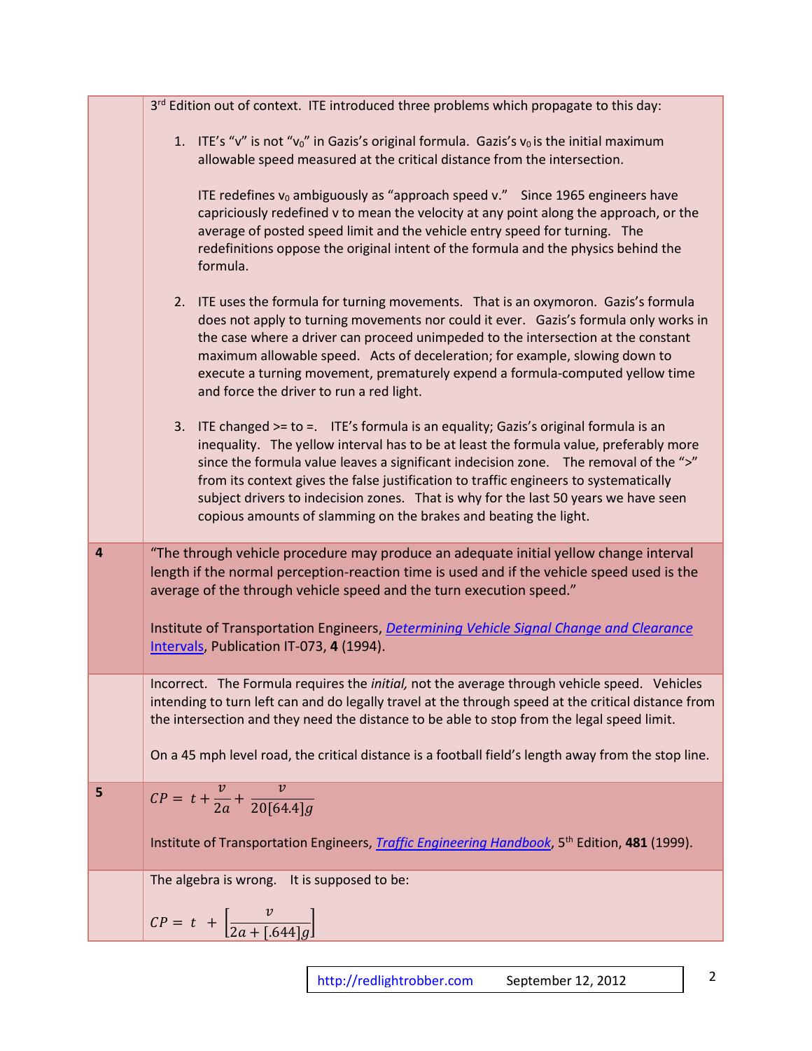| | |
|---|---|
| | 3rd Edition out of context. ITE introduced three problems which propagate to this day:<br><br>1. ITE's "v" is not "$v_0$" in Gazis's original formula. Gazis's $v_0$ is the initial maximum allowable speed measured at the critical distance from the intersection.<br><br>ITE redefines $v_0$ ambiguously as "approach speed v." Since 1965 engineers have capriciously redefined v to mean the velocity at any point along the approach, or the average of posted speed limit and the vehicle entry speed for turning. The redefinitions oppose the original intent of the formula and the physics behind the formula.<br><br>2. ITE uses the formula for turning movements. That is an oxymoron. Gazis's formula does not apply to turning movements nor could it ever. Gazis's formula only works in the case where a driver can proceed unimpeded to the intersection at the constant maximum allowable speed. Acts of deceleration; for example, slowing down to execute a turning movement, prematurely expend a formula-computed yellow time and force the driver to run a red light.<br><br>3. ITE changed >= to =. ITE's formula is an equality; Gazis's original formula is an inequality. The yellow interval has to be at least the formula value, preferably more since the formula value leaves a significant indecision zone. The removal of the ">" from its context gives the false justification to traffic engineers to systematically subject drivers to indecision zones. That is why for the last 50 years we have seen copious amounts of slamming on the brakes and beating the light. |
| **4** | "The through vehicle procedure may produce an adequate initial yellow change interval length if the normal perception-reaction time is used and if the vehicle speed used is the average of the through vehicle speed and the turn execution speed."<br><br>Institute of Transportation Engineers, [Determining Vehicle Signal Change and Clearance Intervals](), Publication IT-073, **4** (1994). |
| | Incorrect. The Formula requires the *initial,* not the average through vehicle speed. Vehicles intending to turn left can and do legally travel at the through speed at the critical distance from the intersection and they need the distance to be able to stop from the legal speed limit.<br><br>On a 45 mph level road, the critical distance is a football field's length away from the stop line. |
| **5** | $CP = t + \frac{v}{2a} + \frac{v}{20[64.4]g}$<br><br>Institute of Transportation Engineers, [Traffic Engineering Handbook](), 5th Edition, **481** (1999). |
| | The algebra is wrong. It is supposed to be:<br><br>$CP = t + \left[\frac{v}{2a + [.644]g}\right]$ |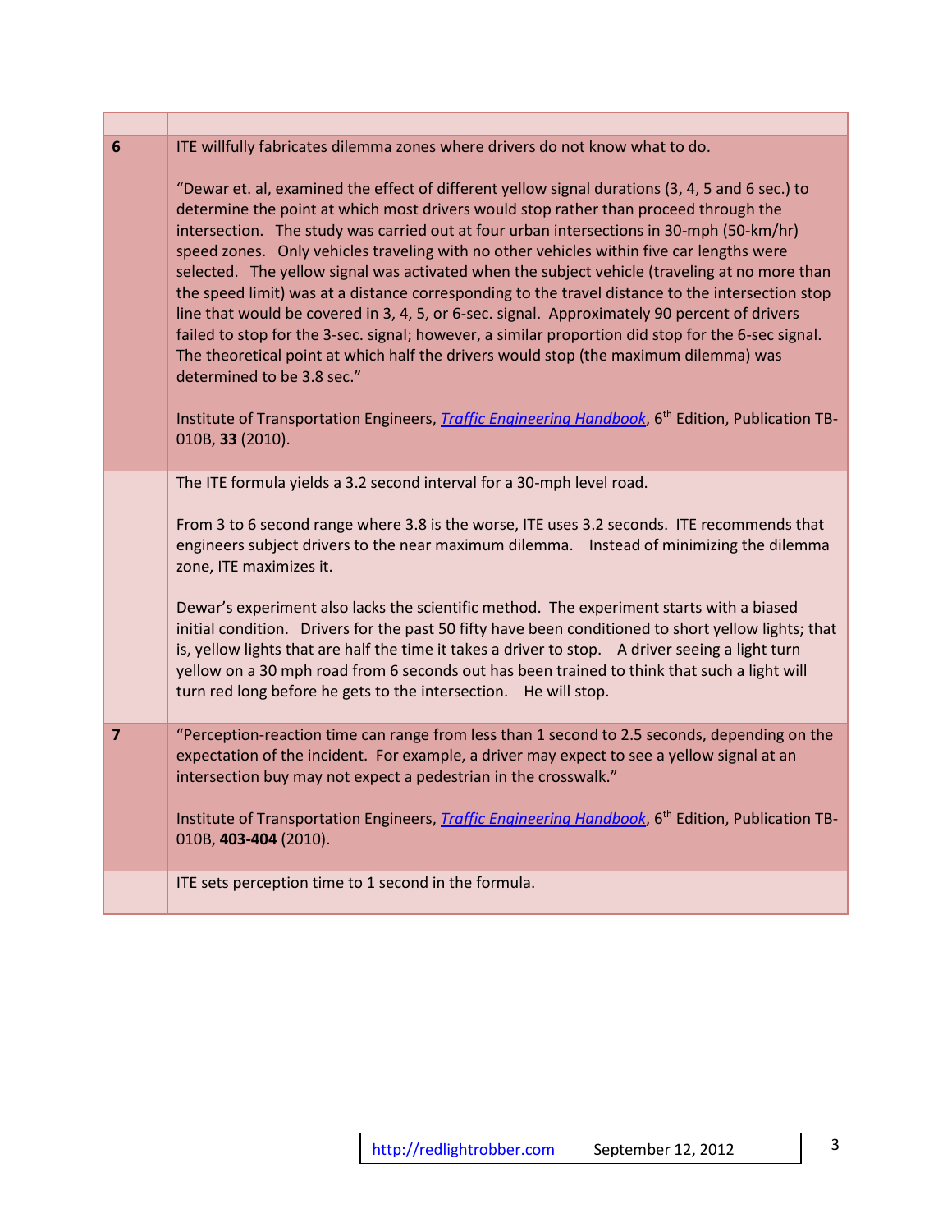| | |
|---|---|
| **6** | ITE willfully fabricates dilemma zones where drivers do not know what to do.<br><br>"Dewar et. al, examined the effect of different yellow signal durations (3, 4, 5 and 6 sec.) to determine the point at which most drivers would stop rather than proceed through the intersection. The study was carried out at four urban intersections in 30-mph (50-km/hr) speed zones. Only vehicles traveling with no other vehicles within five car lengths were selected. The yellow signal was activated when the subject vehicle (traveling at no more than the speed limit) was at a distance corresponding to the travel distance to the intersection stop line that would be covered in 3, 4, 5, or 6-sec. signal. Approximately 90 percent of drivers failed to stop for the 3-sec. signal; however, a similar proportion did stop for the 6-sec signal. The theoretical point at which half the drivers would stop (the maximum dilemma) was determined to be 3.8 sec."<br><br>Institute of Transportation Engineers, *Traffic Engineering Handbook*, 6th Edition, Publication TB-010B, **33** (2010). |
| | The ITE formula yields a 3.2 second interval for a 30-mph level road.<br><br>From 3 to 6 second range where 3.8 is the worse, ITE uses 3.2 seconds. ITE recommends that engineers subject drivers to the near maximum dilemma. Instead of minimizing the dilemma zone, ITE maximizes it.<br><br>Dewar's experiment also lacks the scientific method. The experiment starts with a biased initial condition. Drivers for the past 50 fifty have been conditioned to short yellow lights; that is, yellow lights that are half the time it takes a driver to stop. A driver seeing a light turn yellow on a 30 mph road from 6 seconds out has been trained to think that such a light will turn red long before he gets to the intersection. He will stop. |
| **7** | "Perception-reaction time can range from less than 1 second to 2.5 seconds, depending on the expectation of the incident. For example, a driver may expect to see a yellow signal at an intersection buy may not expect a pedestrian in the crosswalk."<br><br>Institute of Transportation Engineers, *Traffic Engineering Handbook*, 6th Edition, Publication TB-010B, **403-404** (2010). |
| | ITE sets perception time to 1 second in the formula. |